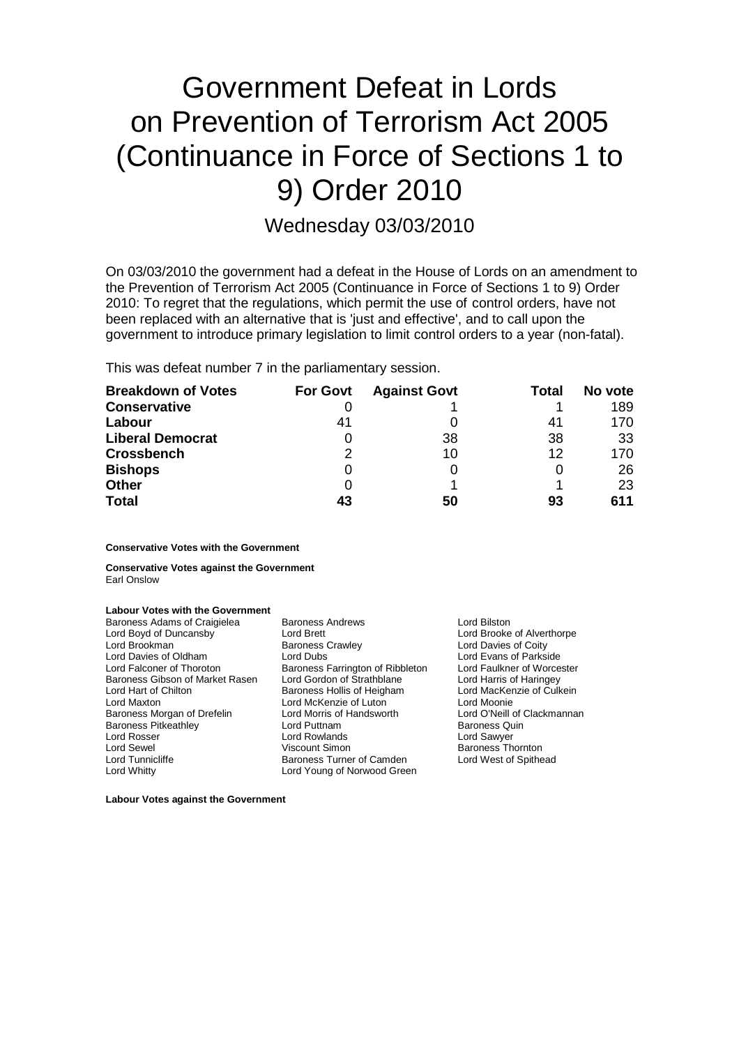# Government Defeat in Lords on Prevention of Terrorism Act 2005 (Continuance in Force of Sections 1 to 9) Order 2010

## Wednesday 03/03/2010

On 03/03/2010 the government had a defeat in the House of Lords on an amendment to the Prevention of Terrorism Act 2005 (Continuance in Force of Sections 1 to 9) Order 2010: To regret that the regulations, which permit the use of control orders, have not been replaced with an alternative that is 'just and effective', and to call upon the government to introduce primary legislation to limit control orders to a year (non-fatal).

This was defeat number 7 in the parliamentary session.

| Breakdown of Votes | For Govt | Against Govt | Total | No vote |
|---|---|---|---|---|
| **Conservative** | 0 | 1 | 1 | 189 |
| **Labour** | 41 | 0 | 41 | 170 |
| **Liberal Democrat** | 0 | 38 | 38 | 33 |
| **Crossbench** | 2 | 10 | 12 | 170 |
| **Bishops** | 0 | 0 | 0 | 26 |
| **Other** | 0 | 1 | 1 | 23 |
| **Total** | **43** | **50** | **93** | **611** |

**Conservative Votes with the Government**

**Conservative Votes against the Government**

Earl Onslow

**Labour Votes with the Government**

Baroness Adams of Craigielea
Baroness Andrews
Lord Bilston
Lord Boyd of Duncansby
Lord Brett
Lord Brooke of Alverthorpe
Lord Brookman
Baroness Crawley
Lord Davies of Coity
Lord Davies of Oldham
Lord Dubs
Lord Evans of Parkside
Lord Falconer of Thoroton
Baroness Farrington of Ribbleton
Lord Faulkner of Worcester
Baroness Gibson of Market Rasen
Lord Gordon of Strathblane
Lord Harris of Haringey
Lord Hart of Chilton
Baroness Hollis of Heigham
Lord MacKenzie of Culkein
Lord Maxton
Lord McKenzie of Luton
Lord Moonie
Baroness Morgan of Drefelin
Lord Morris of Handsworth
Lord O'Neill of Clackmannan
Baroness Pitkeathley
Lord Puttnam
Baroness Quin
Lord Rosser
Lord Rowlands
Lord Sawyer
Lord Sewel
Viscount Simon
Baroness Thornton
Lord Tunnicliffe
Baroness Turner of Camden
Lord West of Spithead
Lord Whitty
Lord Young of Norwood Green

**Labour Votes against the Government**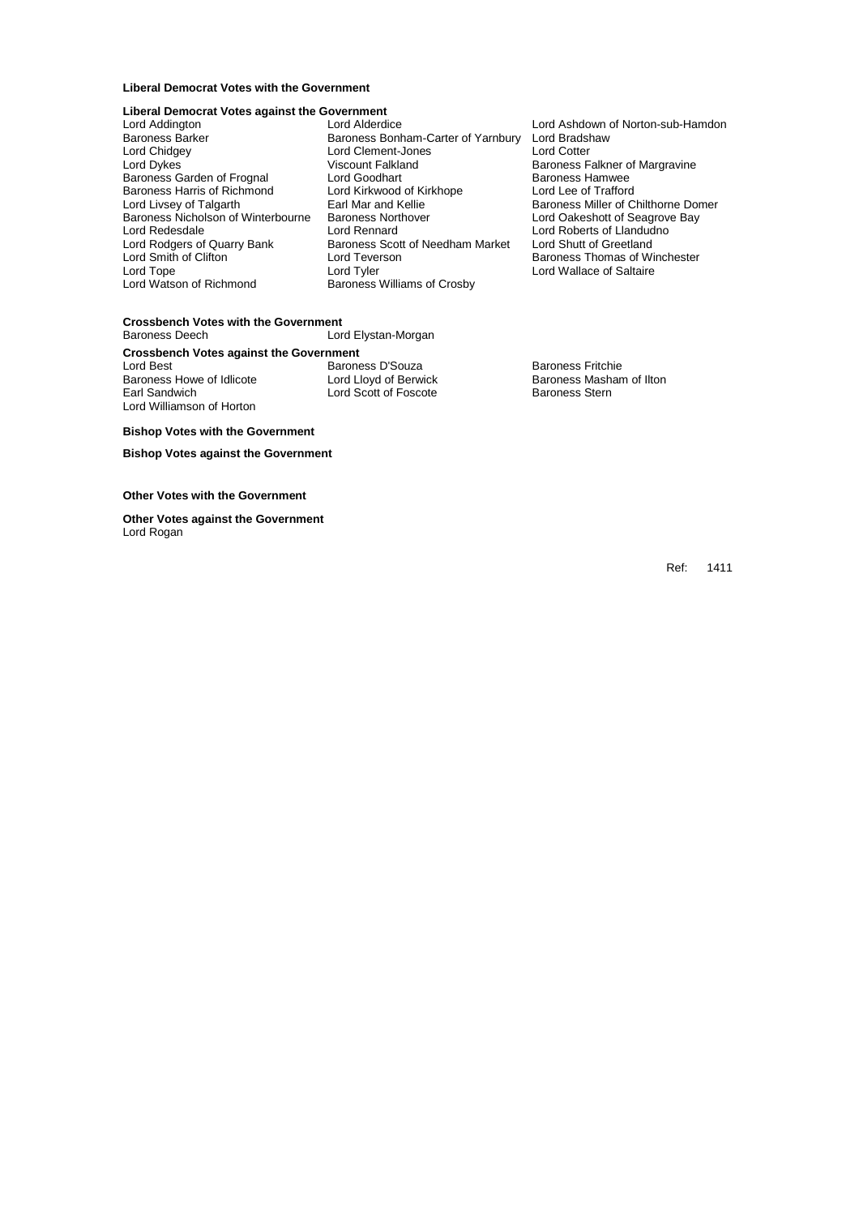**Liberal Democrat Votes with the Government**

**Liberal Democrat Votes against the Government**

| | | |
|---|---|---|
| Lord Addington | Lord Alderdice | Lord Ashdown of Norton-sub-Hamdon |
| Baroness Barker | Baroness Bonham-Carter of Yarnbury | Lord Bradshaw |
| Lord Chidgey | Lord Clement-Jones | Lord Cotter |
| Lord Dykes | Viscount Falkland | Baroness Falkner of Margravine |
| Baroness Garden of Frognal | Lord Goodhart | Baroness Hamwee |
| Baroness Harris of Richmond | Lord Kirkwood of Kirkhope | Lord Lee of Trafford |
| Lord Livsey of Talgarth | Earl Mar and Kellie | Baroness Miller of Chilthorne Domer |
| Baroness Nicholson of Winterbourne | Baroness Northover | Lord Oakeshott of Seagrove Bay |
| Lord Redesdale | Lord Rennard | Lord Roberts of Llandudno |
| Lord Rodgers of Quarry Bank | Baroness Scott of Needham Market | Lord Shutt of Greetland |
| Lord Smith of Clifton | Lord Teverson | Baroness Thomas of Winchester |
| Lord Tope | Lord Tyler | Lord Wallace of Saltaire |
| Lord Watson of Richmond | Baroness Williams of Crosby | |

**Crossbench Votes with the Government**

| | |
|---|---|
| Baroness Deech | Lord Elystan-Morgan |

**Crossbench Votes against the Government**

| | | |
|---|---|---|
| Lord Best | Baroness D'Souza | Baroness Fritchie |
| Baroness Howe of Idlicote | Lord Lloyd of Berwick | Baroness Masham of Ilton |
| Earl Sandwich | Lord Scott of Foscote | Baroness Stern |
| Lord Williamson of Horton | | |

**Bishop Votes with the Government**

**Bishop Votes against the Government**

**Other Votes with the Government**

**Other Votes against the Government**

Lord Rogan

Ref: 1411